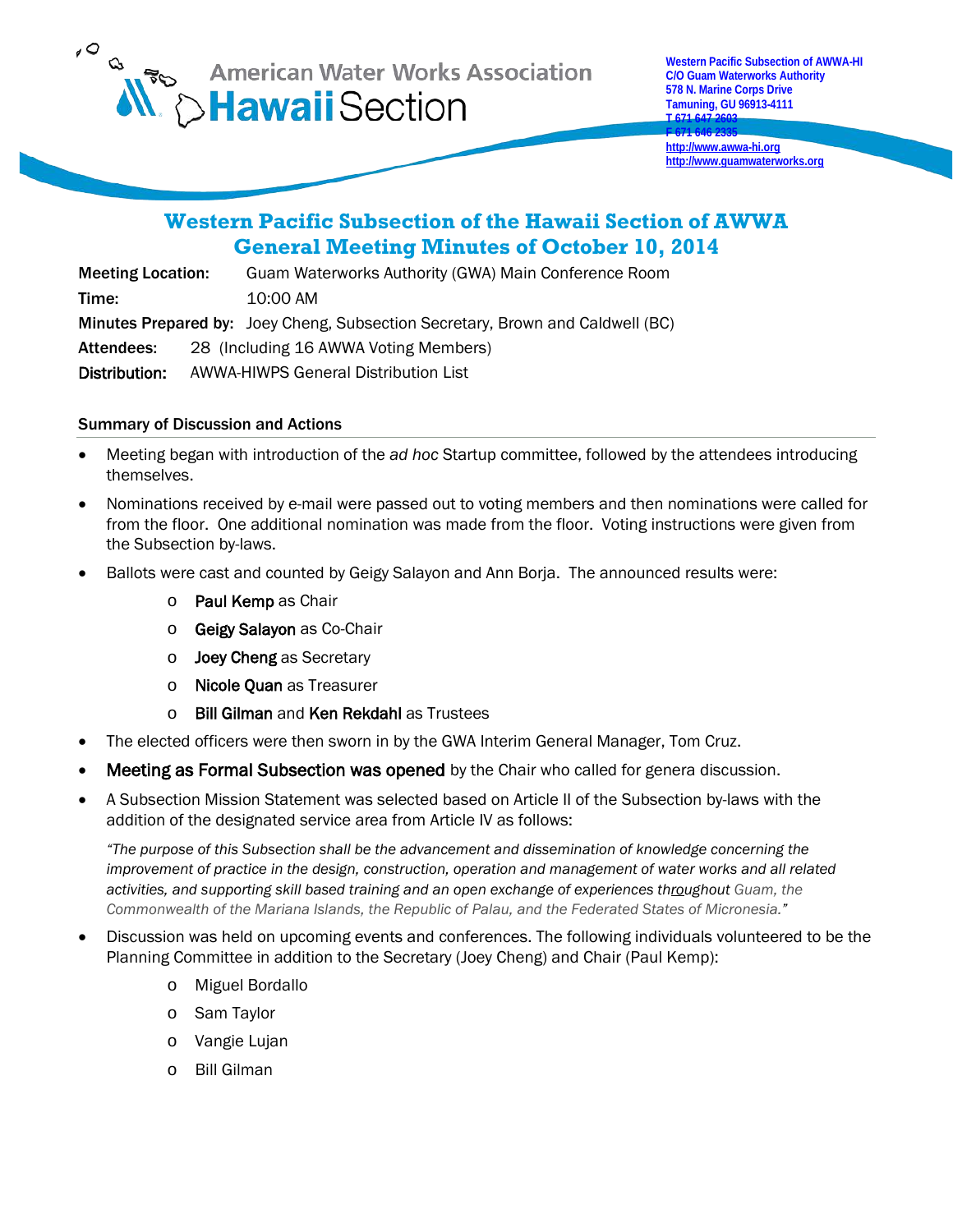American Water Works Association
Hawaii Section

Western Pacific Subsection of AWWA-HI
C/O Guam Waterworks Authority
578 N. Marine Corps Drive
Tamuning, GU 96913-4111
T 671 647 2603
F 671 646 2335
http://www.awwa-hi.org
http://www.guamwaterworks.org

# Western Pacific Subsection of the Hawaii Section of AWWA
# General Meeting Minutes of October 10, 2014

**Meeting Location:** Guam Waterworks Authority (GWA) Main Conference Room
**Time:** 10:00 AM
**Minutes Prepared by:** Joey Cheng, Subsection Secretary, Brown and Caldwell (BC)
**Attendees:** 28 (Including 16 AWWA Voting Members)
**Distribution:** AWWA-HIWPS General Distribution List

## Summary of Discussion and Actions

- Meeting began with introduction of the *ad hoc* Startup committee, followed by the attendees introducing themselves.
- Nominations received by e-mail were passed out to voting members and then nominations were called for from the floor. One additional nomination was made from the floor. Voting instructions were given from the Subsection by-laws.
- Ballots were cast and counted by Geigy Salayon and Ann Borja. The announced results were:
  - Paul Kemp as Chair
  - Geigy Salayon as Co-Chair
  - Joey Cheng as Secretary
  - Nicole Quan as Treasurer
  - Bill Gilman and Ken Rekdahl as Trustees
- The elected officers were then sworn in by the GWA Interim General Manager, Tom Cruz.
- **Meeting as Formal Subsection was opened** by the Chair who called for genera discussion.
- A Subsection Mission Statement was selected based on Article II of the Subsection by-laws with the addition of the designated service area from Article IV as follows:

  *"The purpose of this Subsection shall be the advancement and dissemination of knowledge concerning the improvement of practice in the design, construction, operation and management of water works and all related activities, and supporting skill based training and an open exchange of experiences throughout Guam, the Commonwealth of the Mariana Islands, the Republic of Palau, and the Federated States of Micronesia."*

- Discussion was held on upcoming events and conferences. The following individuals volunteered to be the Planning Committee in addition to the Secretary (Joey Cheng) and Chair (Paul Kemp):
  - Miguel Bordallo
  - Sam Taylor
  - Vangie Lujan
  - Bill Gilman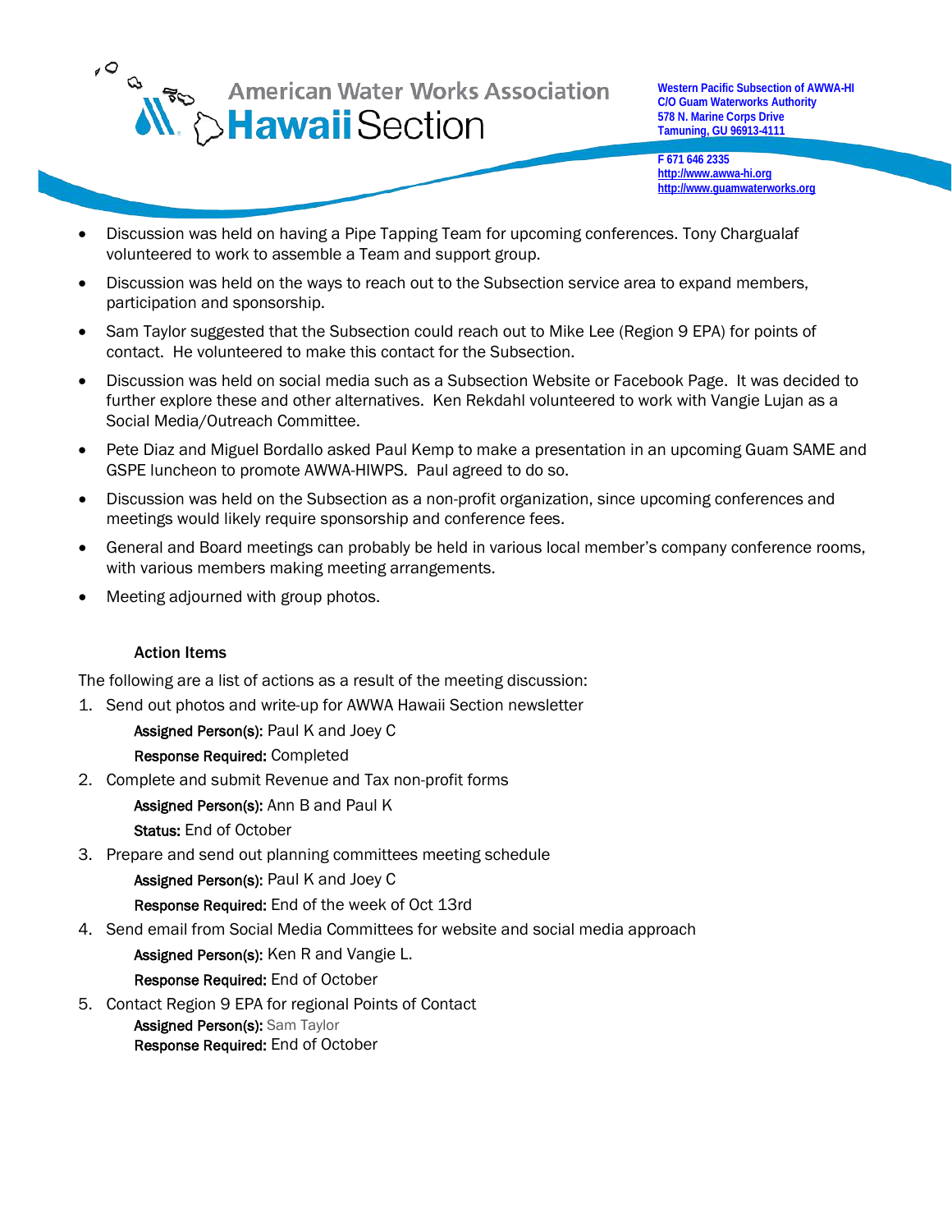- Discussion was held on having a Pipe Tapping Team for upcoming conferences. Tony Chargualaf volunteered to work to assemble a Team and support group.
- Discussion was held on the ways to reach out to the Subsection service area to expand members, participation and sponsorship.
- Sam Taylor suggested that the Subsection could reach out to Mike Lee (Region 9 EPA) for points of contact. He volunteered to make this contact for the Subsection.
- Discussion was held on social media such as a Subsection Website or Facebook Page. It was decided to further explore these and other alternatives. Ken Rekdahl volunteered to work with Vangie Lujan as a Social Media/Outreach Committee.
- Pete Diaz and Miguel Bordallo asked Paul Kemp to make a presentation in an upcoming Guam SAME and GSPE luncheon to promote AWWA-HIWPS. Paul agreed to do so.
- Discussion was held on the Subsection as a non-profit organization, since upcoming conferences and meetings would likely require sponsorship and conference fees.
- General and Board meetings can probably be held in various local member's company conference rooms, with various members making meeting arrangements.
- Meeting adjourned with group photos.

**Action Items**

The following are a list of actions as a result of the meeting discussion:

1. Send out photos and write-up for AWWA Hawaii Section newsletter

   **Assigned Person(s):** Paul K and Joey C

   **Response Required:** Completed

2. Complete and submit Revenue and Tax non-profit forms

   **Assigned Person(s):** Ann B and Paul K

   **Status:** End of October

3. Prepare and send out planning committees meeting schedule

   **Assigned Person(s):** Paul K and Joey C

   **Response Required:** End of the week of Oct 13rd

4. Send email from Social Media Committees for website and social media approach

   **Assigned Person(s):** Ken R and Vangie L.

   **Response Required:** End of October

5. Contact Region 9 EPA for regional Points of Contact

   **Assigned Person(s):** Sam Taylor

   **Response Required:** End of October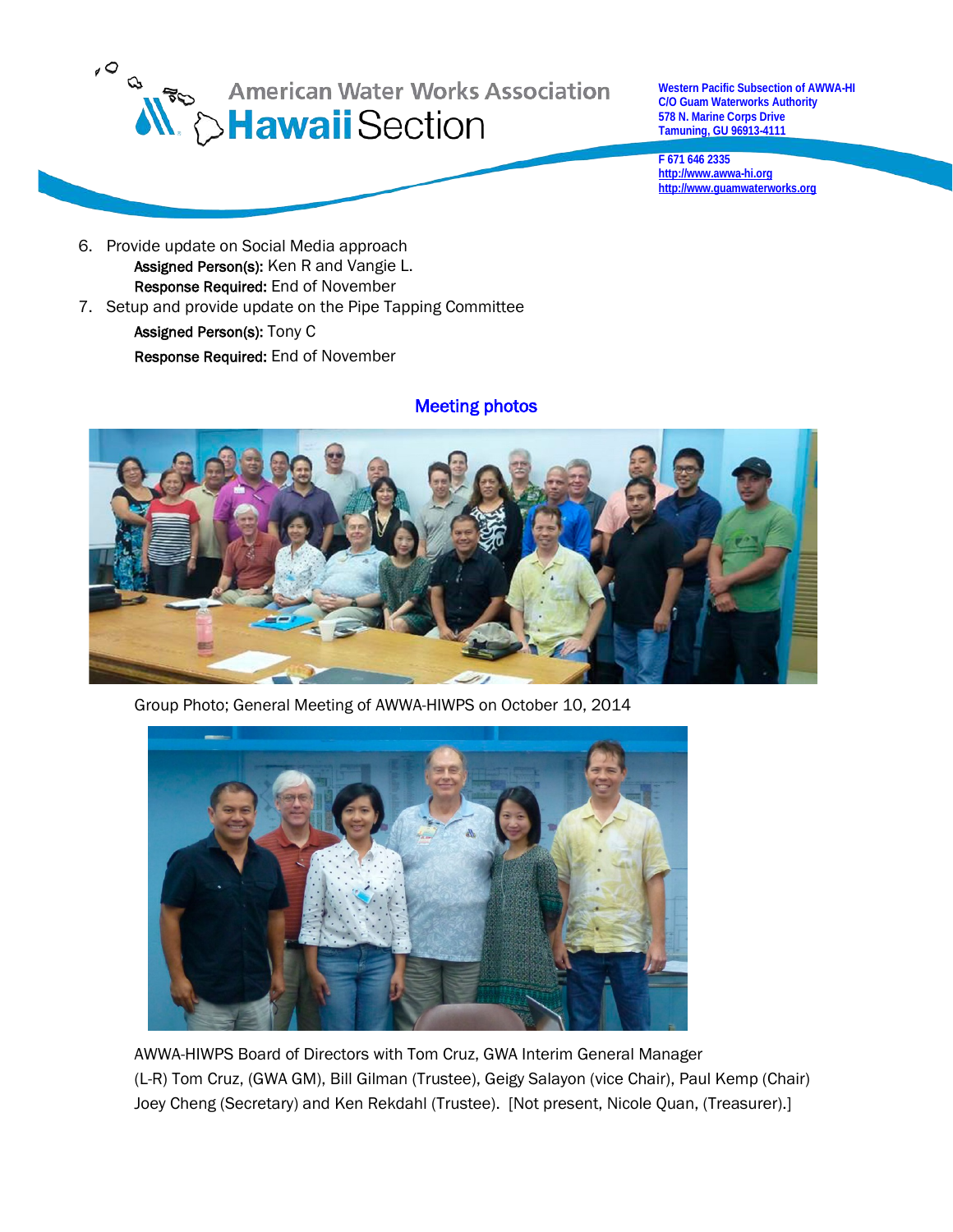6. Provide update on Social Media approach
   **Assigned Person(s):** Ken R and Vangie L.
   **Response Required:** End of November
7. Setup and provide update on the Pipe Tapping Committee
   **Assigned Person(s):** Tony C
   **Response Required:** End of November

## Meeting photos

Group Photo; General Meeting of AWWA-HIWPS on October 10, 2014

AWWA-HIWPS Board of Directors with Tom Cruz, GWA Interim General Manager
(L-R) Tom Cruz, (GWA GM), Bill Gilman (Trustee), Geigy Salayon (vice Chair), Paul Kemp (Chair) Joey Cheng (Secretary) and Ken Rekdahl (Trustee). [Not present, Nicole Quan, (Treasurer).]